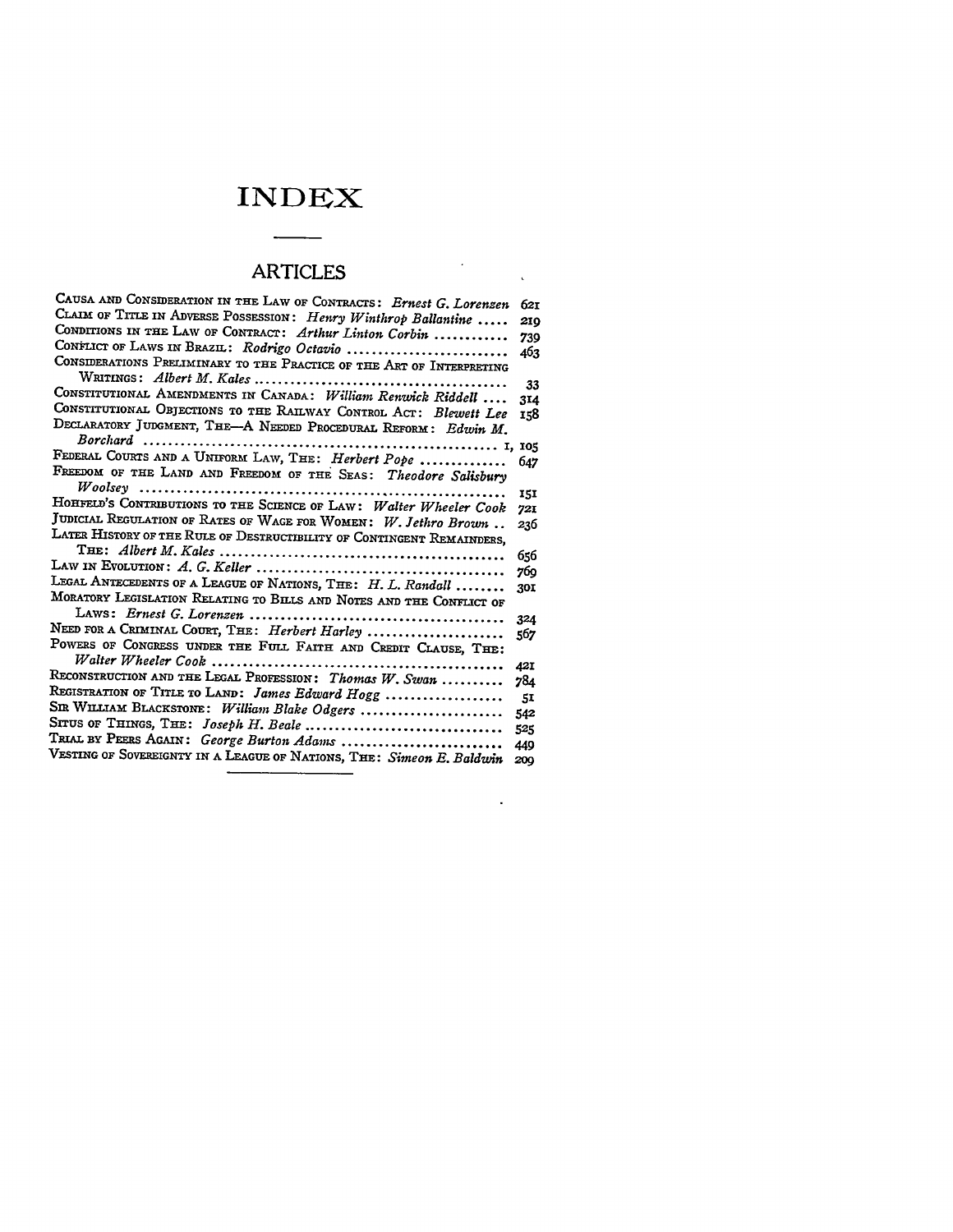# INDEX

## ARTICLES

CAUSA AND CONSIDERATION IN THE LAW OF CONTRACTS: *Ernest G. Lorenzen* ..... 621
CLAIM OF TITLE IN ADVERSE POSSESSION: *Henry Winthrop Ballantine* ..... 219
CONDITIONS IN THE LAW OF CONTRACT: *Arthur Linton Corbin* ..... 739
CONFLICT OF LAWS IN BRAZIL: *Rodrigo Octavio* ..... 463
CONSIDERATIONS PRELIMINARY TO THE PRACTICE OF THE ART OF INTERPRETING WRITINGS: *Albert M. Kales* ..... 33
CONSTITUTIONAL AMENDMENTS IN CANADA: *William Renwick Riddell* ..... 314
CONSTITUTIONAL OBJECTIONS TO THE RAILWAY CONTROL ACT: *Blewett Lee* ..... 158
DECLARATORY JUDGMENT, THE—A NEEDED PROCEDURAL REFORM: *Edwin M. Borchard* ..... 1, 105
FEDERAL COURTS AND A UNIFORM LAW, THE: *Herbert Pope* ..... 647
FREEDOM OF THE LAND AND FREEDOM OF THE SEAS: *Theodore Salisbury Woolsey* ..... 151
HOHFELD'S CONTRIBUTIONS TO THE SCIENCE OF LAW: *Walter Wheeler Cook* ..... 721
JUDICIAL REGULATION OF RATES OF WAGE FOR WOMEN: *W. Jethro Brown* ..... 236
LATER HISTORY OF THE RULE OF DESTRUCTIBILITY OF CONTINGENT REMAINDERS, THE: *Albert M. Kales* ..... 656
LAW IN EVOLUTION: *A. G. Keller* ..... 769
LEGAL ANTECEDENTS OF A LEAGUE OF NATIONS, THE: *H. L. Randall* ..... 301
MORATORY LEGISLATION RELATING TO BILLS AND NOTES AND THE CONFLICT OF LAWS: *Ernest G. Lorenzen* ..... 324
NEED FOR A CRIMINAL COURT, THE: *Herbert Harley* ..... 567
POWERS OF CONGRESS UNDER THE FULL FAITH AND CREDIT CLAUSE, THE: *Walter Wheeler Cook* ..... 421
RECONSTRUCTION AND THE LEGAL PROFESSION: *Thomas W. Swan* ..... 784
REGISTRATION OF TITLE TO LAND: *James Edward Hogg* ..... 51
SIR WILLIAM BLACKSTONE: *William Blake Odgers* ..... 542
SITUS OF THINGS, THE: *Joseph H. Beale* ..... 525
TRIAL BY PEERS AGAIN: *George Burton Adams* ..... 449
VESTING OF SOVEREIGNTY IN A LEAGUE OF NATIONS, THE: *Simeon E. Baldwin* ..... 209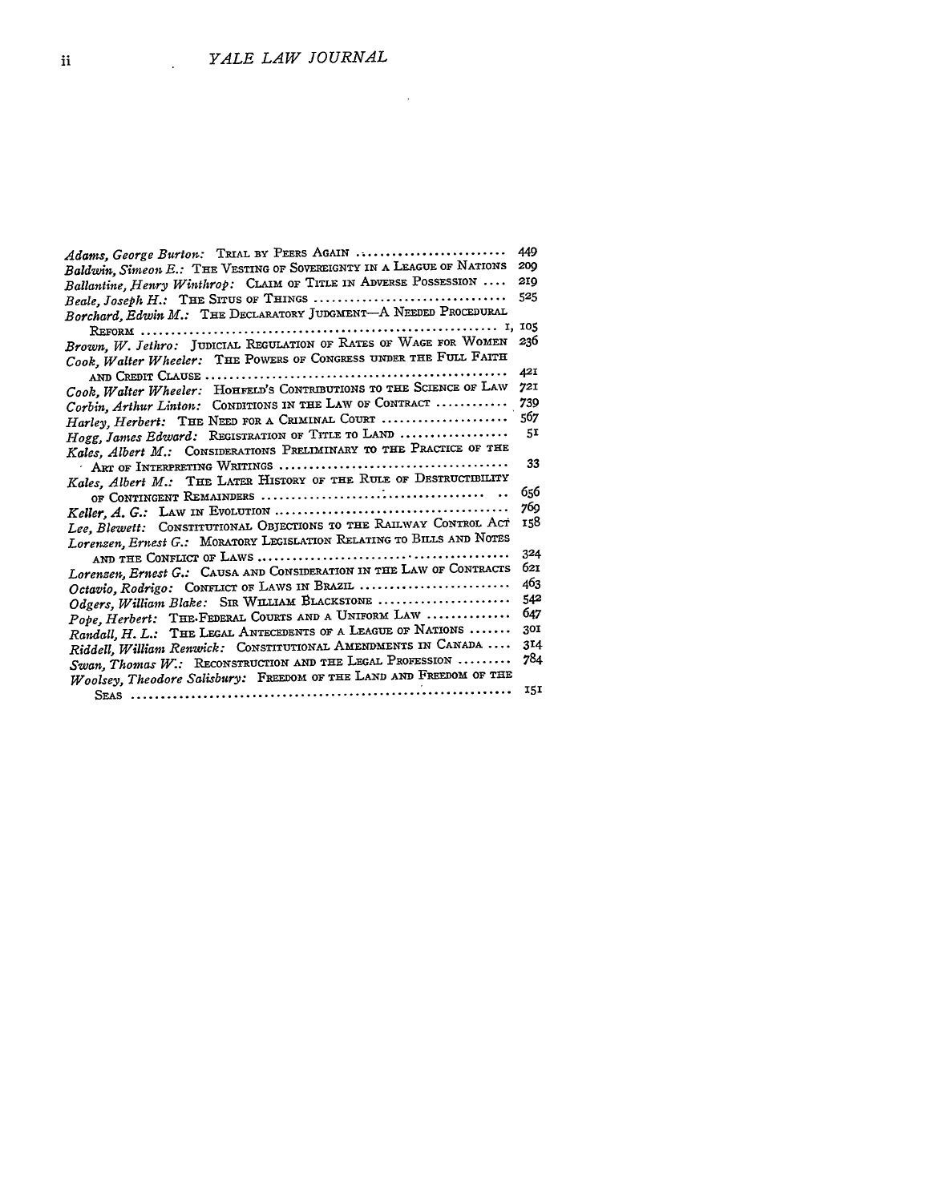*Adams, George Burton:* Trial by Peers Again ........................ 449
*Baldwin, Simeon E.:* The Vesting of Sovereignty in a League of Nations 209
*Ballantine, Henry Winthrop:* Claim of Title in Adverse Possession .... 219
*Beale, Joseph H.:* The Situs of Things ................................ 525
*Borchard, Edwin M.:* The Declaratory Judgment—A Needed Procedural Reform ................................................................ 1, 105
*Brown, W. Jethro:* Judicial Regulation of Rates of Wage for Women 236
*Cook, Walter Wheeler:* The Powers of Congress under the Full Faith and Credit Clause .................................................. 421
*Cook, Walter Wheeler:* Hohfeld's Contributions to the Science of Law 721
*Corbin, Arthur Linton:* Conditions in the Law of Contract ............ 739
*Harley, Herbert:* The Need for a Criminal Court ..................... 567
*Hogg, James Edward:* Registration of Title to Land .................. 51
*Kales, Albert M.:* Considerations Preliminary to the Practice of the Art of Interpreting Writings ....................................... 33
*Kales, Albert M.:* The Later History of the Rule of Destructibility of Contingent Remainders .......................................... 656
*Keller, A. G.:* Law in Evolution ....................................... 769
*Lee, Blewett:* Constitutional Objections to the Railway Control Act 158
*Lorenzen, Ernest G.:* Moratory Legislation Relating to Bills and Notes and the Conflict of Laws ........................................ 324
*Lorenzen, Ernest G.:* Causa and Consideration in the Law of Contracts 621
*Octavio, Rodrigo:* Conflict of Laws in Brazil ......................... 463
*Odgers, William Blake:* Sir William Blackstone ...................... 542
*Pope, Herbert:* The Federal Courts and a Uniform Law .............. 647
*Randall, H. L.:* The Legal Antecedents of a League of Nations ....... 301
*Riddell, William Renwick:* Constitutional Amendments in Canada .... 314
*Swan, Thomas W.:* Reconstruction and the Legal Profession ......... 784
*Woolsey, Theodore Salisbury:* Freedom of the Land and Freedom of the Seas ................................................................ 151